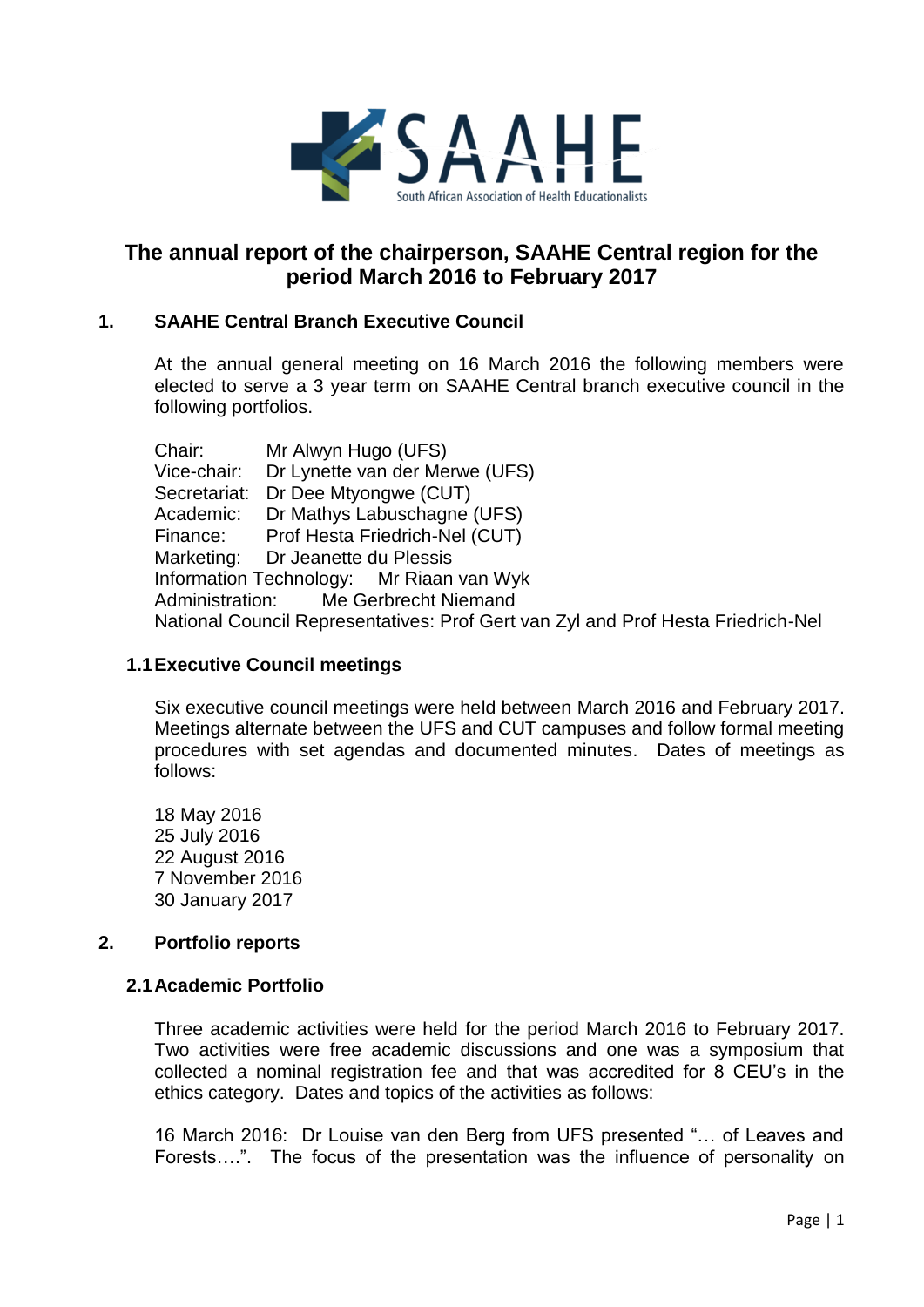SAAHE
South African Association of Health Educationalists

# The annual report of the chairperson, SAAHE Central region for the period March 2016 to February 2017

## 1. SAAHE Central Branch Executive Council

At the annual general meeting on 16 March 2016 the following members were elected to serve a 3 year term on SAAHE Central branch executive council in the following portfolios.

Chair: Mr Alwyn Hugo (UFS)
Vice-chair: Dr Lynette van der Merwe (UFS)
Secretariat: Dr Dee Mtyongwe (CUT)
Academic: Dr Mathys Labuschagne (UFS)
Finance: Prof Hesta Friedrich-Nel (CUT)
Marketing: Dr Jeanette du Plessis
Information Technology: Mr Riaan van Wyk
Administration: Me Gerbrecht Niemand
National Council Representatives: Prof Gert van Zyl and Prof Hesta Friedrich-Nel

### 1.1 Executive Council meetings

Six executive council meetings were held between March 2016 and February 2017. Meetings alternate between the UFS and CUT campuses and follow formal meeting procedures with set agendas and documented minutes. Dates of meetings as follows:

18 May 2016
25 July 2016
22 August 2016
7 November 2016
30 January 2017

## 2. Portfolio reports

### 2.1 Academic Portfolio

Three academic activities were held for the period March 2016 to February 2017. Two activities were free academic discussions and one was a symposium that collected a nominal registration fee and that was accredited for 8 CEU's in the ethics category. Dates and topics of the activities as follows:

16 March 2016: Dr Louise van den Berg from UFS presented "… of Leaves and Forests….". The focus of the presentation was the influence of personality on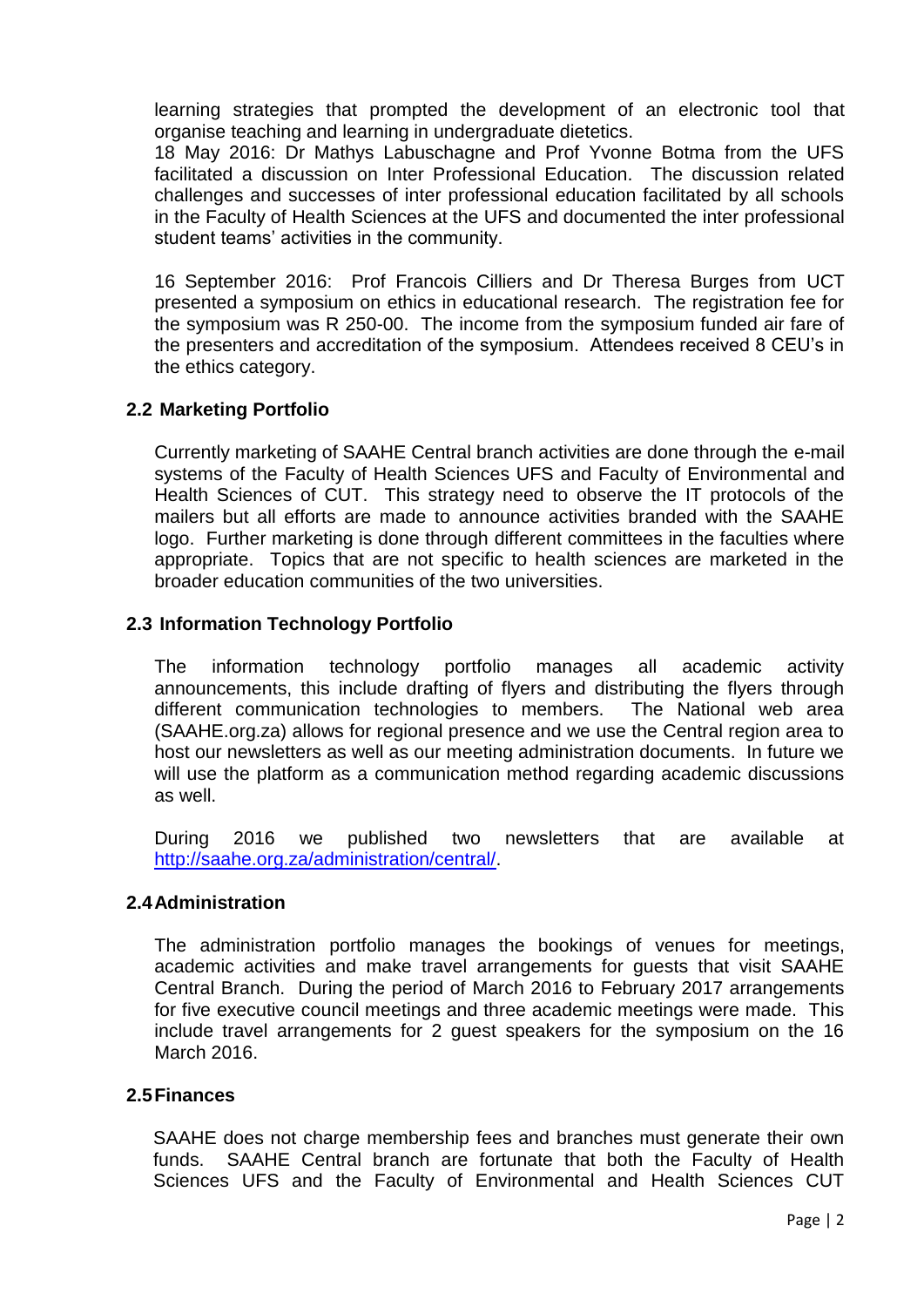learning strategies that prompted the development of an electronic tool that organise teaching and learning in undergraduate dietetics.
18 May 2016: Dr Mathys Labuschagne and Prof Yvonne Botma from the UFS facilitated a discussion on Inter Professional Education. The discussion related challenges and successes of inter professional education facilitated by all schools in the Faculty of Health Sciences at the UFS and documented the inter professional student teams' activities in the community.

16 September 2016: Prof Francois Cilliers and Dr Theresa Burges from UCT presented a symposium on ethics in educational research. The registration fee for the symposium was R 250-00. The income from the symposium funded air fare of the presenters and accreditation of the symposium. Attendees received 8 CEU's in the ethics category.

### 2.2 Marketing Portfolio

Currently marketing of SAAHE Central branch activities are done through the e-mail systems of the Faculty of Health Sciences UFS and Faculty of Environmental and Health Sciences of CUT. This strategy need to observe the IT protocols of the mailers but all efforts are made to announce activities branded with the SAAHE logo. Further marketing is done through different committees in the faculties where appropriate. Topics that are not specific to health sciences are marketed in the broader education communities of the two universities.

### 2.3 Information Technology Portfolio

The information technology portfolio manages all academic activity announcements, this include drafting of flyers and distributing the flyers through different communication technologies to members. The National web area (SAAHE.org.za) allows for regional presence and we use the Central region area to host our newsletters as well as our meeting administration documents. In future we will use the platform as a communication method regarding academic discussions as well.

During 2016 we published two newsletters that are available at http://saahe.org.za/administration/central/.

### 2.4 Administration

The administration portfolio manages the bookings of venues for meetings, academic activities and make travel arrangements for guests that visit SAAHE Central Branch. During the period of March 2016 to February 2017 arrangements for five executive council meetings and three academic meetings were made. This include travel arrangements for 2 guest speakers for the symposium on the 16 March 2016.

### 2.5 Finances

SAAHE does not charge membership fees and branches must generate their own funds. SAAHE Central branch are fortunate that both the Faculty of Health Sciences UFS and the Faculty of Environmental and Health Sciences CUT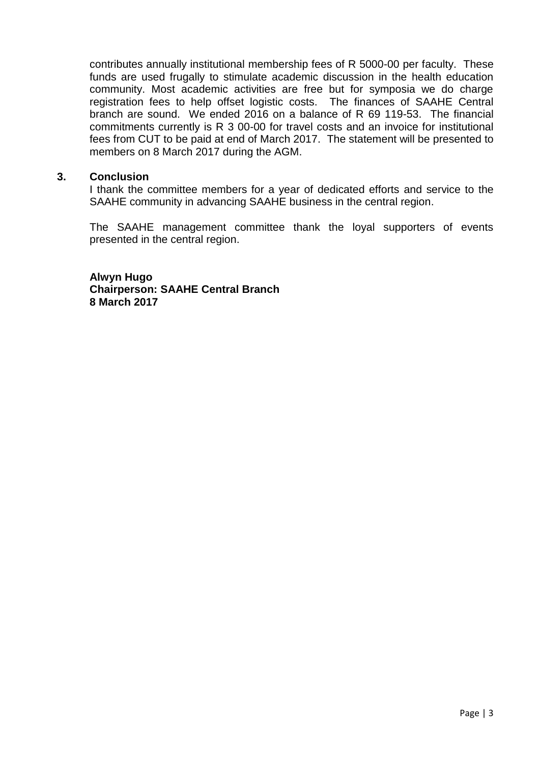contributes annually institutional membership fees of R 5000-00 per faculty. These funds are used frugally to stimulate academic discussion in the health education community. Most academic activities are free but for symposia we do charge registration fees to help offset logistic costs. The finances of SAAHE Central branch are sound. We ended 2016 on a balance of R 69 119-53. The financial commitments currently is R 3 00-00 for travel costs and an invoice for institutional fees from CUT to be paid at end of March 2017. The statement will be presented to members on 8 March 2017 during the AGM.

## 3. Conclusion

I thank the committee members for a year of dedicated efforts and service to the SAAHE community in advancing SAAHE business in the central region.

The SAAHE management committee thank the loyal supporters of events presented in the central region.

**Alwyn Hugo**
**Chairperson: SAAHE Central Branch**
**8 March 2017**